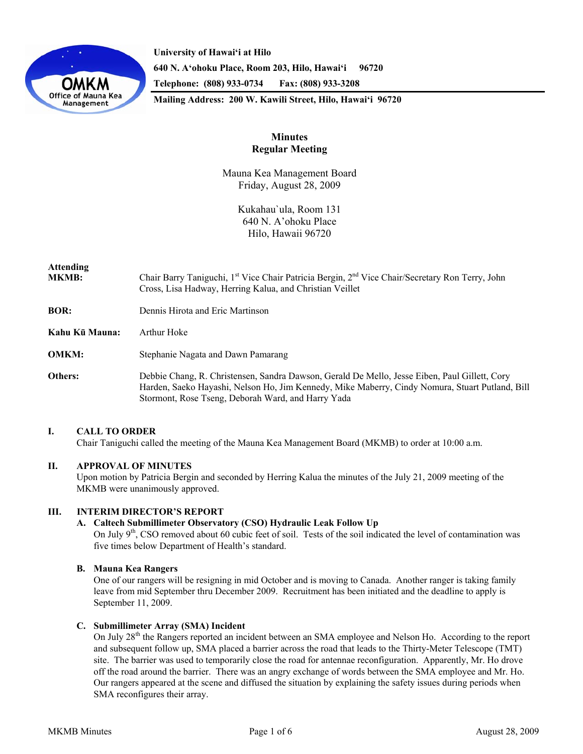University of Hawai'i at Hilo
640 N. A'ohoku Place, Room 203, Hilo, Hawai'i 96720
Telephone: (808) 933-0734 Fax: (808) 933-3208
Mailing Address: 200 W. Kawili Street, Hilo, Hawai'i 96720

# Minutes
## Regular Meeting

Mauna Kea Management Board
Friday, August 28, 2009

Kukahau`ula, Room 131
640 N. A'ohoku Place
Hilo, Hawaii 96720

**Attending**

**MKMB:** Chair Barry Taniguchi, 1st Vice Chair Patricia Bergin, 2nd Vice Chair/Secretary Ron Terry, John Cross, Lisa Hadway, Herring Kalua, and Christian Veillet

**BOR:** Dennis Hirota and Eric Martinson

**Kahu Kū Mauna:** Arthur Hoke

**OMKM:** Stephanie Nagata and Dawn Pamarang

**Others:** Debbie Chang, R. Christensen, Sandra Dawson, Gerald De Mello, Jesse Eiben, Paul Gillett, Cory Harden, Saeko Hayashi, Nelson Ho, Jim Kennedy, Mike Maberry, Cindy Nomura, Stuart Putland, Bill Stormont, Rose Tseng, Deborah Ward, and Harry Yada

### I. CALL TO ORDER

Chair Taniguchi called the meeting of the Mauna Kea Management Board (MKMB) to order at 10:00 a.m.

### II. APPROVAL OF MINUTES

Upon motion by Patricia Bergin and seconded by Herring Kalua the minutes of the July 21, 2009 meeting of the MKMB were unanimously approved.

### III. INTERIM DIRECTOR'S REPORT

#### A. Caltech Submillimeter Observatory (CSO) Hydraulic Leak Follow Up

On July 9th, CSO removed about 60 cubic feet of soil. Tests of the soil indicated the level of contamination was five times below Department of Health's standard.

#### B. Mauna Kea Rangers

One of our rangers will be resigning in mid October and is moving to Canada. Another ranger is taking family leave from mid September thru December 2009. Recruitment has been initiated and the deadline to apply is September 11, 2009.

#### C. Submillimeter Array (SMA) Incident

On July 28th the Rangers reported an incident between an SMA employee and Nelson Ho. According to the report and subsequent follow up, SMA placed a barrier across the road that leads to the Thirty-Meter Telescope (TMT) site. The barrier was used to temporarily close the road for antennae reconfiguration. Apparently, Mr. Ho drove off the road around the barrier. There was an angry exchange of words between the SMA employee and Mr. Ho. Our rangers appeared at the scene and diffused the situation by explaining the safety issues during periods when SMA reconfigures their array.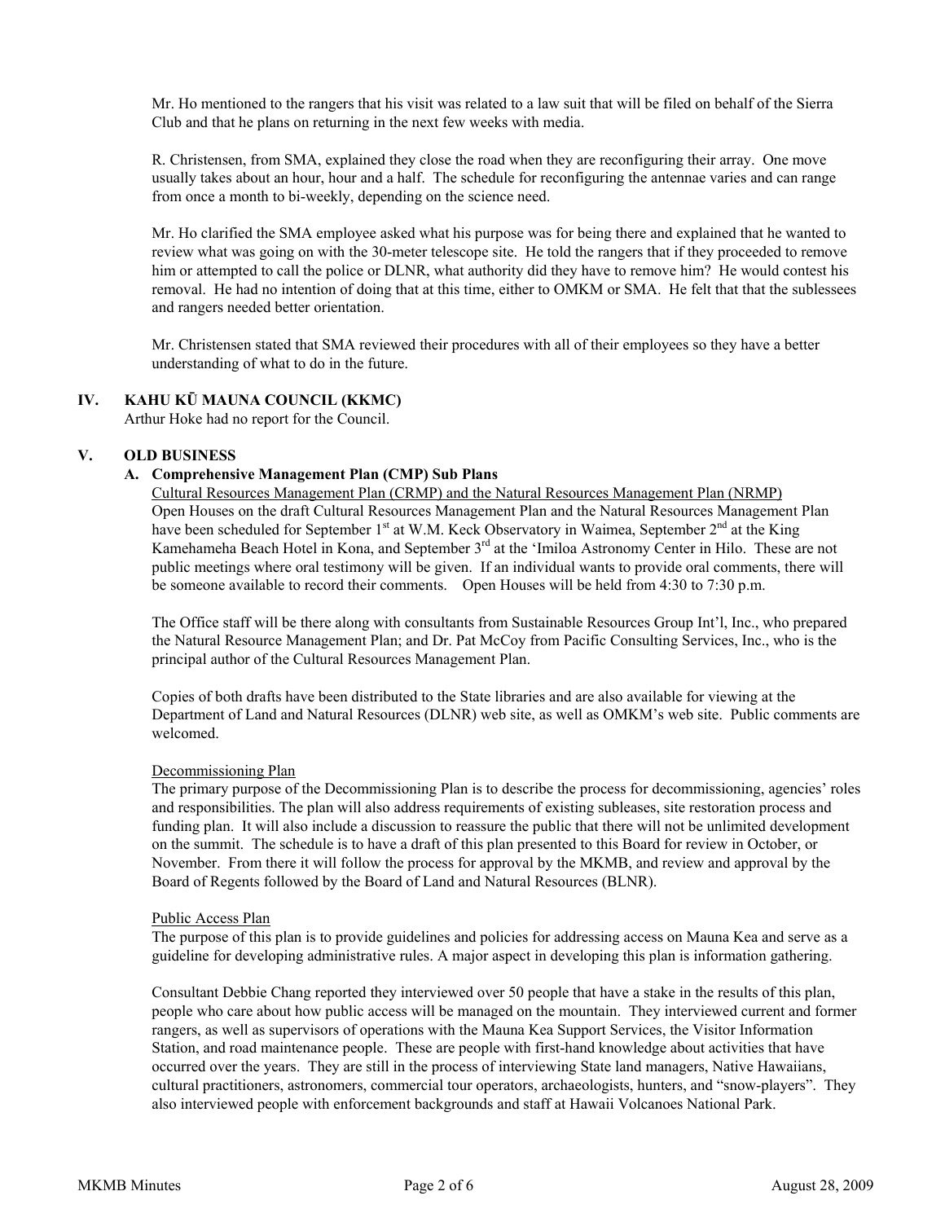Mr. Ho mentioned to the rangers that his visit was related to a law suit that will be filed on behalf of the Sierra Club and that he plans on returning in the next few weeks with media.

R. Christensen, from SMA, explained they close the road when they are reconfiguring their array. One move usually takes about an hour, hour and a half. The schedule for reconfiguring the antennae varies and can range from once a month to bi-weekly, depending on the science need.

Mr. Ho clarified the SMA employee asked what his purpose was for being there and explained that he wanted to review what was going on with the 30-meter telescope site. He told the rangers that if they proceeded to remove him or attempted to call the police or DLNR, what authority did they have to remove him? He would contest his removal. He had no intention of doing that at this time, either to OMKM or SMA. He felt that that the sublessees and rangers needed better orientation.

Mr. Christensen stated that SMA reviewed their procedures with all of their employees so they have a better understanding of what to do in the future.

## IV. KAHU KŪ MAUNA COUNCIL (KKMC)

Arthur Hoke had no report for the Council.

## V. OLD BUSINESS

### A. Comprehensive Management Plan (CMP) Sub Plans

Cultural Resources Management Plan (CRMP) and the Natural Resources Management Plan (NRMP)

Open Houses on the draft Cultural Resources Management Plan and the Natural Resources Management Plan have been scheduled for September 1st at W.M. Keck Observatory in Waimea, September 2nd at the King Kamehameha Beach Hotel in Kona, and September 3rd at the 'Imiloa Astronomy Center in Hilo. These are not public meetings where oral testimony will be given. If an individual wants to provide oral comments, there will be someone available to record their comments. Open Houses will be held from 4:30 to 7:30 p.m.

The Office staff will be there along with consultants from Sustainable Resources Group Int'l, Inc., who prepared the Natural Resource Management Plan; and Dr. Pat McCoy from Pacific Consulting Services, Inc., who is the principal author of the Cultural Resources Management Plan.

Copies of both drafts have been distributed to the State libraries and are also available for viewing at the Department of Land and Natural Resources (DLNR) web site, as well as OMKM's web site. Public comments are welcomed.

Decommissioning Plan

The primary purpose of the Decommissioning Plan is to describe the process for decommissioning, agencies' roles and responsibilities. The plan will also address requirements of existing subleases, site restoration process and funding plan. It will also include a discussion to reassure the public that there will not be unlimited development on the summit. The schedule is to have a draft of this plan presented to this Board for review in October, or November. From there it will follow the process for approval by the MKMB, and review and approval by the Board of Regents followed by the Board of Land and Natural Resources (BLNR).

Public Access Plan

The purpose of this plan is to provide guidelines and policies for addressing access on Mauna Kea and serve as a guideline for developing administrative rules. A major aspect in developing this plan is information gathering.

Consultant Debbie Chang reported they interviewed over 50 people that have a stake in the results of this plan, people who care about how public access will be managed on the mountain. They interviewed current and former rangers, as well as supervisors of operations with the Mauna Kea Support Services, the Visitor Information Station, and road maintenance people. These are people with first-hand knowledge about activities that have occurred over the years. They are still in the process of interviewing State land managers, Native Hawaiians, cultural practitioners, astronomers, commercial tour operators, archaeologists, hunters, and "snow-players". They also interviewed people with enforcement backgrounds and staff at Hawaii Volcanoes National Park.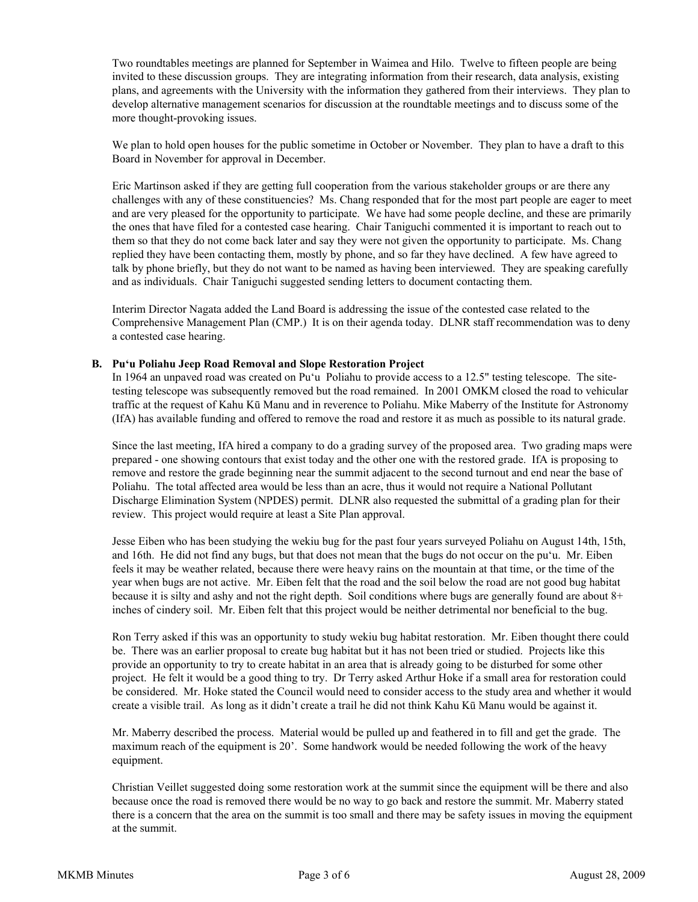Two roundtables meetings are planned for September in Waimea and Hilo. Twelve to fifteen people are being invited to these discussion groups. They are integrating information from their research, data analysis, existing plans, and agreements with the University with the information they gathered from their interviews. They plan to develop alternative management scenarios for discussion at the roundtable meetings and to discuss some of the more thought-provoking issues.

We plan to hold open houses for the public sometime in October or November. They plan to have a draft to this Board in November for approval in December.

Eric Martinson asked if they are getting full cooperation from the various stakeholder groups or are there any challenges with any of these constituencies? Ms. Chang responded that for the most part people are eager to meet and are very pleased for the opportunity to participate. We have had some people decline, and these are primarily the ones that have filed for a contested case hearing. Chair Taniguchi commented it is important to reach out to them so that they do not come back later and say they were not given the opportunity to participate. Ms. Chang replied they have been contacting them, mostly by phone, and so far they have declined. A few have agreed to talk by phone briefly, but they do not want to be named as having been interviewed. They are speaking carefully and as individuals. Chair Taniguchi suggested sending letters to document contacting them.

Interim Director Nagata added the Land Board is addressing the issue of the contested case related to the Comprehensive Management Plan (CMP.) It is on their agenda today. DLNR staff recommendation was to deny a contested case hearing.

**B. Pu'u Poliahu Jeep Road Removal and Slope Restoration Project**

In 1964 an unpaved road was created on Pu'u Poliahu to provide access to a 12.5" testing telescope. The site-testing telescope was subsequently removed but the road remained. In 2001 OMKM closed the road to vehicular traffic at the request of Kahu Kū Manu and in reverence to Poliahu. Mike Maberry of the Institute for Astronomy (IfA) has available funding and offered to remove the road and restore it as much as possible to its natural grade.

Since the last meeting, IfA hired a company to do a grading survey of the proposed area. Two grading maps were prepared - one showing contours that exist today and the other one with the restored grade. IfA is proposing to remove and restore the grade beginning near the summit adjacent to the second turnout and end near the base of Poliahu. The total affected area would be less than an acre, thus it would not require a National Pollutant Discharge Elimination System (NPDES) permit. DLNR also requested the submittal of a grading plan for their review. This project would require at least a Site Plan approval.

Jesse Eiben who has been studying the wekiu bug for the past four years surveyed Poliahu on August 14th, 15th, and 16th. He did not find any bugs, but that does not mean that the bugs do not occur on the pu'u. Mr. Eiben feels it may be weather related, because there were heavy rains on the mountain at that time, or the time of the year when bugs are not active. Mr. Eiben felt that the road and the soil below the road are not good bug habitat because it is silty and ashy and not the right depth. Soil conditions where bugs are generally found are about 8+ inches of cindery soil. Mr. Eiben felt that this project would be neither detrimental nor beneficial to the bug.

Ron Terry asked if this was an opportunity to study wekiu bug habitat restoration. Mr. Eiben thought there could be. There was an earlier proposal to create bug habitat but it has not been tried or studied. Projects like this provide an opportunity to try to create habitat in an area that is already going to be disturbed for some other project. He felt it would be a good thing to try. Dr Terry asked Arthur Hoke if a small area for restoration could be considered. Mr. Hoke stated the Council would need to consider access to the study area and whether it would create a visible trail. As long as it didn't create a trail he did not think Kahu Kū Manu would be against it.

Mr. Maberry described the process. Material would be pulled up and feathered in to fill and get the grade. The maximum reach of the equipment is 20'. Some handwork would be needed following the work of the heavy equipment.

Christian Veillet suggested doing some restoration work at the summit since the equipment will be there and also because once the road is removed there would be no way to go back and restore the summit. Mr. Maberry stated there is a concern that the area on the summit is too small and there may be safety issues in moving the equipment at the summit.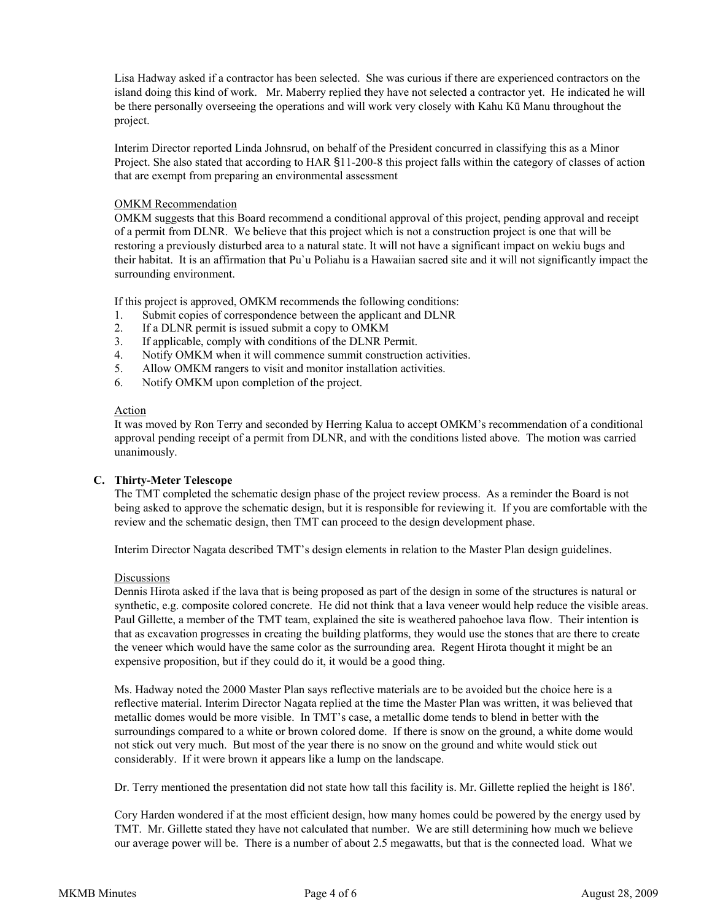Lisa Hadway asked if a contractor has been selected. She was curious if there are experienced contractors on the island doing this kind of work. Mr. Maberry replied they have not selected a contractor yet. He indicated he will be there personally overseeing the operations and will work very closely with Kahu Kū Manu throughout the project.

Interim Director reported Linda Johnsrud, on behalf of the President concurred in classifying this as a Minor Project. She also stated that according to HAR §11-200-8 this project falls within the category of classes of action that are exempt from preparing an environmental assessment

OMKM Recommendation

OMKM suggests that this Board recommend a conditional approval of this project, pending approval and receipt of a permit from DLNR. We believe that this project which is not a construction project is one that will be restoring a previously disturbed area to a natural state. It will not have a significant impact on wekiu bugs and their habitat. It is an affirmation that Pu`u Poliahu is a Hawaiian sacred site and it will not significantly impact the surrounding environment.

If this project is approved, OMKM recommends the following conditions:

1. Submit copies of correspondence between the applicant and DLNR
2. If a DLNR permit is issued submit a copy to OMKM
3. If applicable, comply with conditions of the DLNR Permit.
4. Notify OMKM when it will commence summit construction activities.
5. Allow OMKM rangers to visit and monitor installation activities.
6. Notify OMKM upon completion of the project.

Action

It was moved by Ron Terry and seconded by Herring Kalua to accept OMKM's recommendation of a conditional approval pending receipt of a permit from DLNR, and with the conditions listed above. The motion was carried unanimously.

**C. Thirty-Meter Telescope**

The TMT completed the schematic design phase of the project review process. As a reminder the Board is not being asked to approve the schematic design, but it is responsible for reviewing it. If you are comfortable with the review and the schematic design, then TMT can proceed to the design development phase.

Interim Director Nagata described TMT's design elements in relation to the Master Plan design guidelines.

Discussions

Dennis Hirota asked if the lava that is being proposed as part of the design in some of the structures is natural or synthetic, e.g. composite colored concrete. He did not think that a lava veneer would help reduce the visible areas. Paul Gillette, a member of the TMT team, explained the site is weathered pahoehoe lava flow. Their intention is that as excavation progresses in creating the building platforms, they would use the stones that are there to create the veneer which would have the same color as the surrounding area. Regent Hirota thought it might be an expensive proposition, but if they could do it, it would be a good thing.

Ms. Hadway noted the 2000 Master Plan says reflective materials are to be avoided but the choice here is a reflective material. Interim Director Nagata replied at the time the Master Plan was written, it was believed that metallic domes would be more visible. In TMT's case, a metallic dome tends to blend in better with the surroundings compared to a white or brown colored dome. If there is snow on the ground, a white dome would not stick out very much. But most of the year there is no snow on the ground and white would stick out considerably. If it were brown it appears like a lump on the landscape.

Dr. Terry mentioned the presentation did not state how tall this facility is. Mr. Gillette replied the height is 186'.

Cory Harden wondered if at the most efficient design, how many homes could be powered by the energy used by TMT. Mr. Gillette stated they have not calculated that number. We are still determining how much we believe our average power will be. There is a number of about 2.5 megawatts, but that is the connected load. What we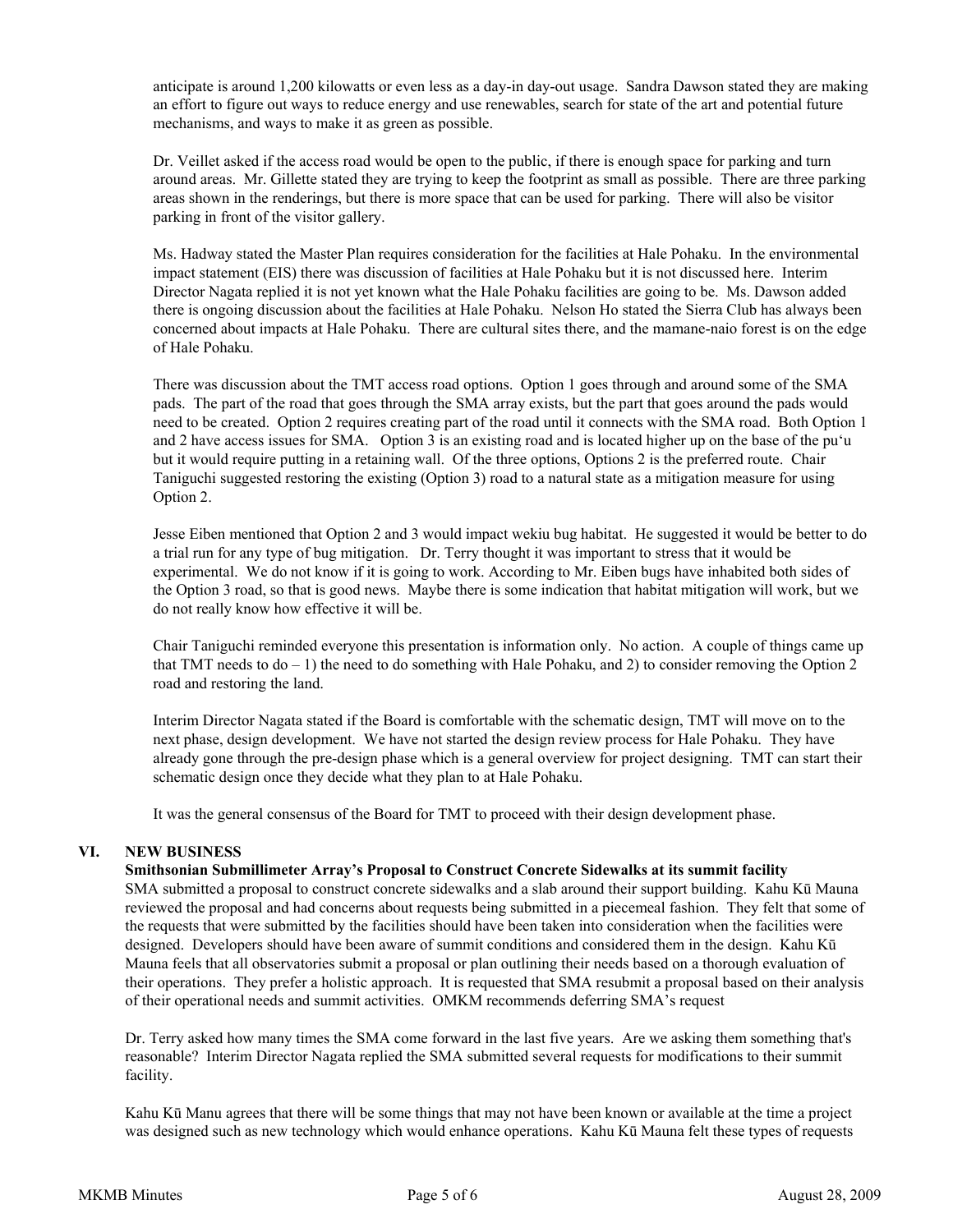anticipate is around 1,200 kilowatts or even less as a day-in day-out usage. Sandra Dawson stated they are making an effort to figure out ways to reduce energy and use renewables, search for state of the art and potential future mechanisms, and ways to make it as green as possible.

Dr. Veillet asked if the access road would be open to the public, if there is enough space for parking and turn around areas. Mr. Gillette stated they are trying to keep the footprint as small as possible. There are three parking areas shown in the renderings, but there is more space that can be used for parking. There will also be visitor parking in front of the visitor gallery.

Ms. Hadway stated the Master Plan requires consideration for the facilities at Hale Pohaku. In the environmental impact statement (EIS) there was discussion of facilities at Hale Pohaku but it is not discussed here. Interim Director Nagata replied it is not yet known what the Hale Pohaku facilities are going to be. Ms. Dawson added there is ongoing discussion about the facilities at Hale Pohaku. Nelson Ho stated the Sierra Club has always been concerned about impacts at Hale Pohaku. There are cultural sites there, and the mamane-naio forest is on the edge of Hale Pohaku.

There was discussion about the TMT access road options. Option 1 goes through and around some of the SMA pads. The part of the road that goes through the SMA array exists, but the part that goes around the pads would need to be created. Option 2 requires creating part of the road until it connects with the SMA road. Both Option 1 and 2 have access issues for SMA. Option 3 is an existing road and is located higher up on the base of the pu'u but it would require putting in a retaining wall. Of the three options, Options 2 is the preferred route. Chair Taniguchi suggested restoring the existing (Option 3) road to a natural state as a mitigation measure for using Option 2.

Jesse Eiben mentioned that Option 2 and 3 would impact wekiu bug habitat. He suggested it would be better to do a trial run for any type of bug mitigation. Dr. Terry thought it was important to stress that it would be experimental. We do not know if it is going to work. According to Mr. Eiben bugs have inhabited both sides of the Option 3 road, so that is good news. Maybe there is some indication that habitat mitigation will work, but we do not really know how effective it will be.

Chair Taniguchi reminded everyone this presentation is information only. No action. A couple of things came up that TMT needs to do – 1) the need to do something with Hale Pohaku, and 2) to consider removing the Option 2 road and restoring the land.

Interim Director Nagata stated if the Board is comfortable with the schematic design, TMT will move on to the next phase, design development. We have not started the design review process for Hale Pohaku. They have already gone through the pre-design phase which is a general overview for project designing. TMT can start their schematic design once they decide what they plan to at Hale Pohaku.

It was the general consensus of the Board for TMT to proceed with their design development phase.

## VI. NEW BUSINESS

**Smithsonian Submillimeter Array's Proposal to Construct Concrete Sidewalks at its summit facility**

SMA submitted a proposal to construct concrete sidewalks and a slab around their support building. Kahu Kū Mauna reviewed the proposal and had concerns about requests being submitted in a piecemeal fashion. They felt that some of the requests that were submitted by the facilities should have been taken into consideration when the facilities were designed. Developers should have been aware of summit conditions and considered them in the design. Kahu Kū Mauna feels that all observatories submit a proposal or plan outlining their needs based on a thorough evaluation of their operations. They prefer a holistic approach. It is requested that SMA resubmit a proposal based on their analysis of their operational needs and summit activities. OMKM recommends deferring SMA's request

Dr. Terry asked how many times the SMA come forward in the last five years. Are we asking them something that's reasonable? Interim Director Nagata replied the SMA submitted several requests for modifications to their summit facility.

Kahu Kū Manu agrees that there will be some things that may not have been known or available at the time a project was designed such as new technology which would enhance operations. Kahu Kū Mauna felt these types of requests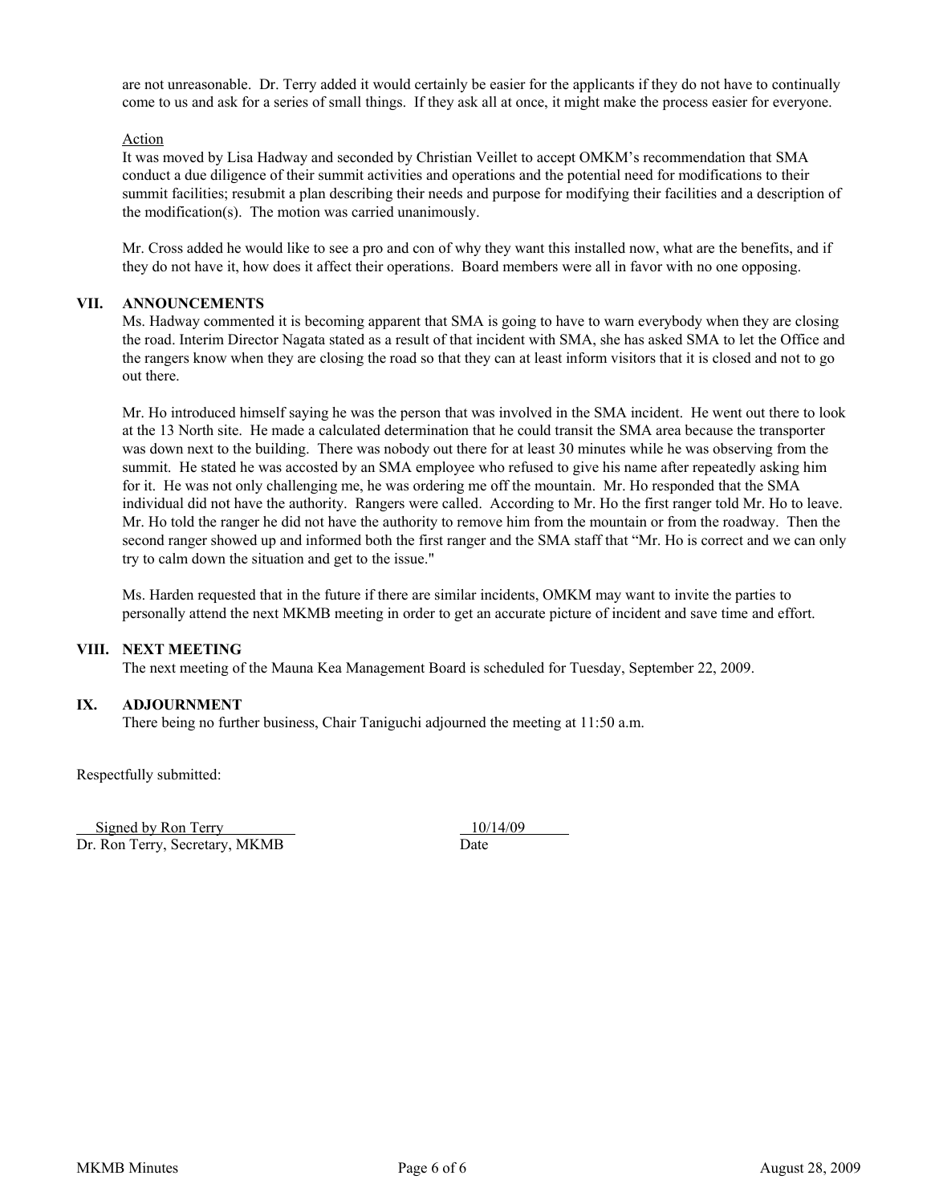are not unreasonable. Dr. Terry added it would certainly be easier for the applicants if they do not have to continually come to us and ask for a series of small things. If they ask all at once, it might make the process easier for everyone.

Action

It was moved by Lisa Hadway and seconded by Christian Veillet to accept OMKM's recommendation that SMA conduct a due diligence of their summit activities and operations and the potential need for modifications to their summit facilities; resubmit a plan describing their needs and purpose for modifying their facilities and a description of the modification(s). The motion was carried unanimously.

Mr. Cross added he would like to see a pro and con of why they want this installed now, what are the benefits, and if they do not have it, how does it affect their operations. Board members were all in favor with no one opposing.

## VII. ANNOUNCEMENTS

Ms. Hadway commented it is becoming apparent that SMA is going to have to warn everybody when they are closing the road. Interim Director Nagata stated as a result of that incident with SMA, she has asked SMA to let the Office and the rangers know when they are closing the road so that they can at least inform visitors that it is closed and not to go out there.

Mr. Ho introduced himself saying he was the person that was involved in the SMA incident. He went out there to look at the 13 North site. He made a calculated determination that he could transit the SMA area because the transporter was down next to the building. There was nobody out there for at least 30 minutes while he was observing from the summit. He stated he was accosted by an SMA employee who refused to give his name after repeatedly asking him for it. He was not only challenging me, he was ordering me off the mountain. Mr. Ho responded that the SMA individual did not have the authority. Rangers were called. According to Mr. Ho the first ranger told Mr. Ho to leave. Mr. Ho told the ranger he did not have the authority to remove him from the mountain or from the roadway. Then the second ranger showed up and informed both the first ranger and the SMA staff that "Mr. Ho is correct and we can only try to calm down the situation and get to the issue."

Ms. Harden requested that in the future if there are similar incidents, OMKM may want to invite the parties to personally attend the next MKMB meeting in order to get an accurate picture of incident and save time and effort.

## VIII. NEXT MEETING

The next meeting of the Mauna Kea Management Board is scheduled for Tuesday, September 22, 2009.

## IX. ADJOURNMENT

There being no further business, Chair Taniguchi adjourned the meeting at 11:50 a.m.

Respectfully submitted:

Signed by Ron Terry — 10/14/09

Dr. Ron Terry, Secretary, MKMB — Date